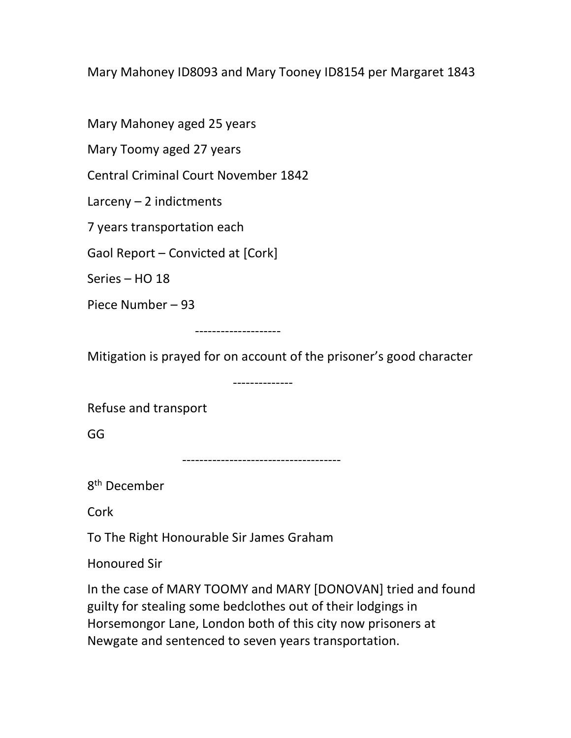Mary Mahoney ID8093 and Mary Tooney ID8154 per Margaret 1843

Mary Mahoney aged 25 years

Mary Toomy aged 27 years

Central Criminal Court November 1842

Larceny – 2 indictments

7 years transportation each

Gaol Report – Convicted at [Cork]

Series – HO 18

Piece Number – 93

--------------------

Mitigation is prayed for on account of the prisoner's good character

--------------

Refuse and transport

GG

------------------------------------

8th December

Cork

To The Right Honourable Sir James Graham

Honoured Sir

In the case of MARY TOOMY and MARY [DONOVAN] tried and found guilty for stealing some bedclothes out of their lodgings in Horsemongor Lane, London both of this city now prisoners at Newgate and sentenced to seven years transportation.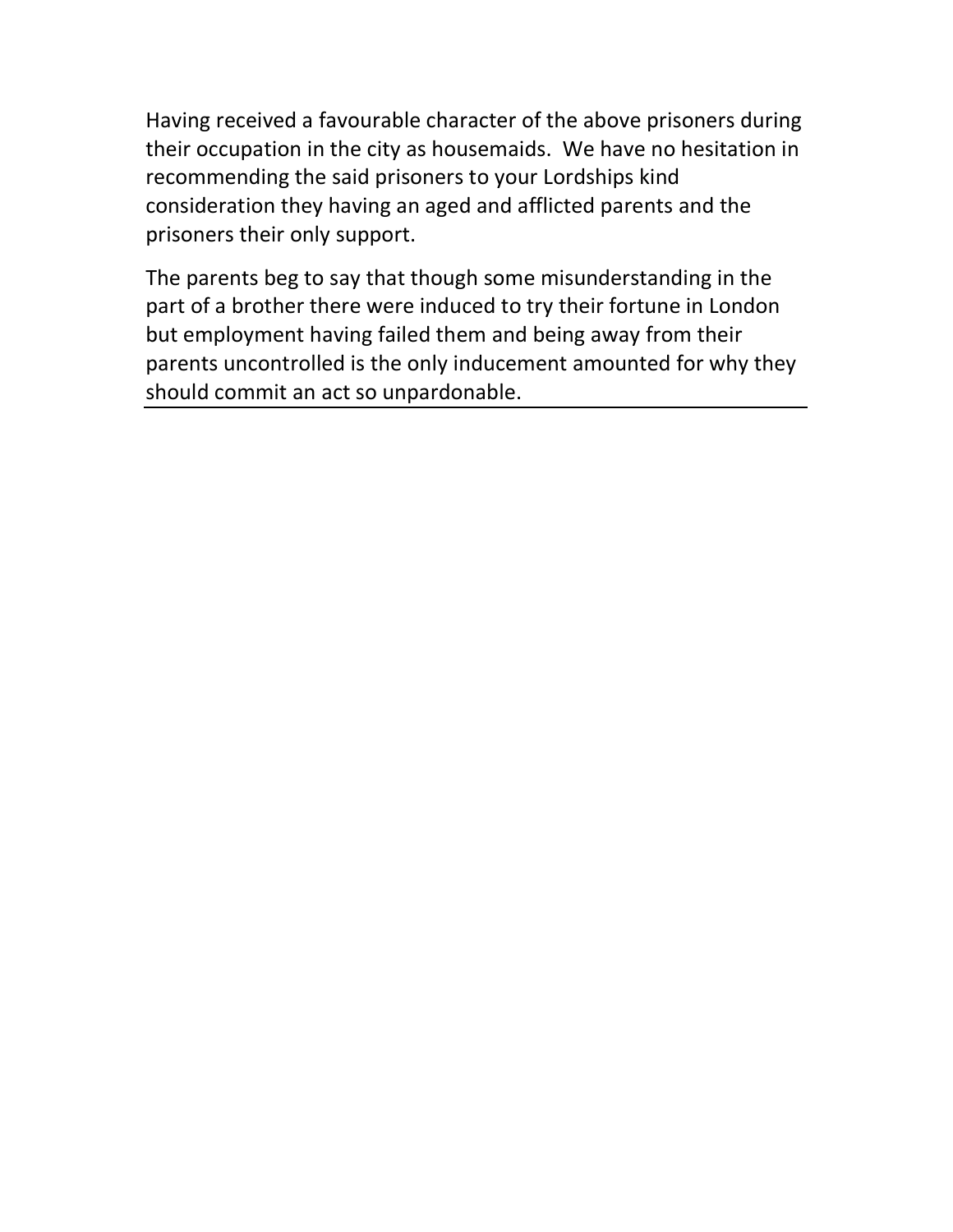Having received a favourable character of the above prisoners during their occupation in the city as housemaids.  We have no hesitation in recommending the said prisoners to your Lordships kind consideration they having an aged and afflicted parents and the prisoners their only support.

The parents beg to say that though some misunderstanding in the part of a brother there were induced to try their fortune in London but employment having failed them and being away from their parents uncontrolled is the only inducement amounted for why they should commit an act so unpardonable.

---